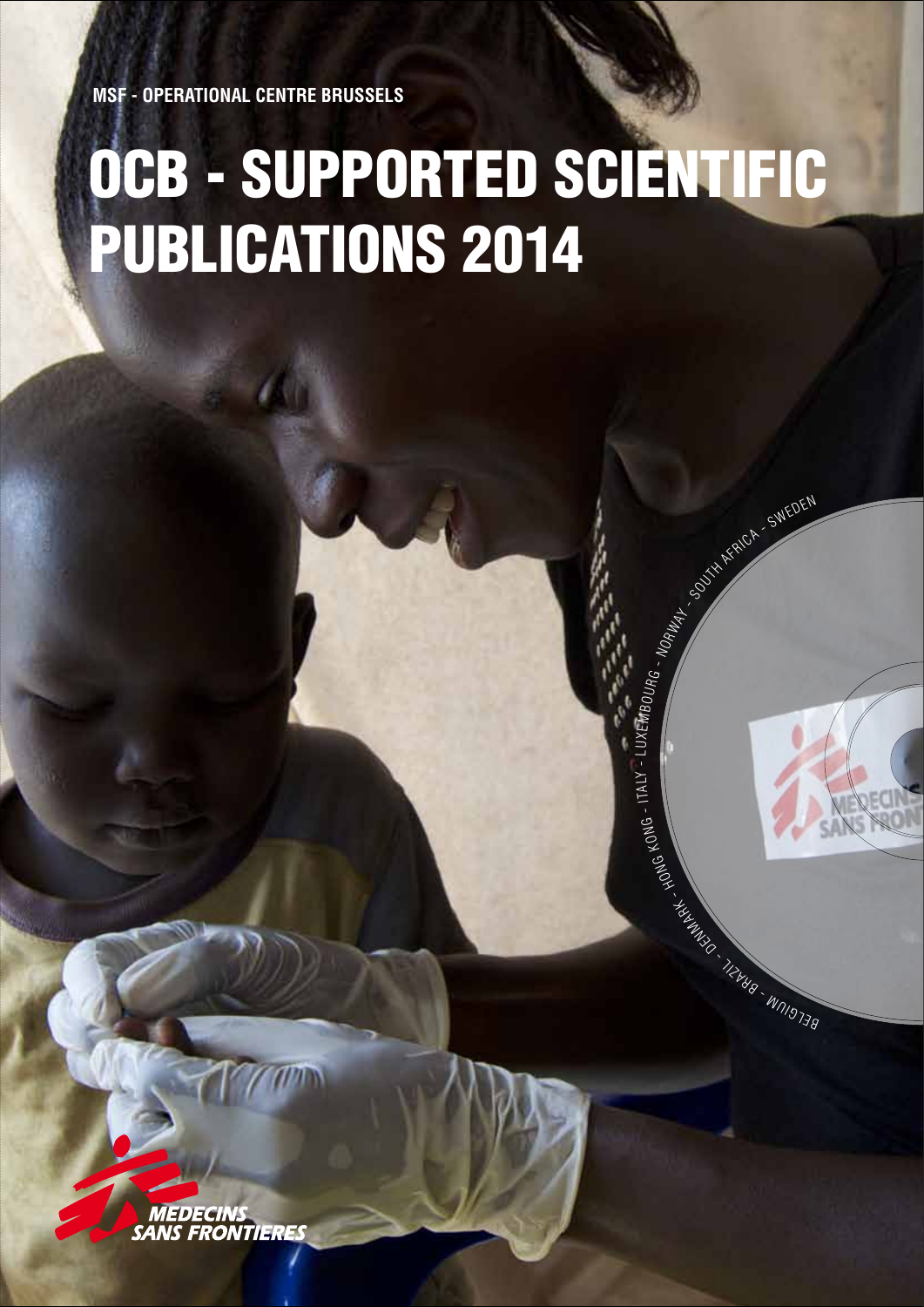MSF - OPERATIONAL CENTRE BRUSSELS

# OCB - SUPPORTED SCIENTIFIC PUBLICATIONS 2014

BELGIUM - BRAZIL - DENMARK - HONG KONG - ITALY - LUXEMBOURG - NORWAY - SOUTH AFRICA - SWEDEN

MEDECINS SANS FRONTIERES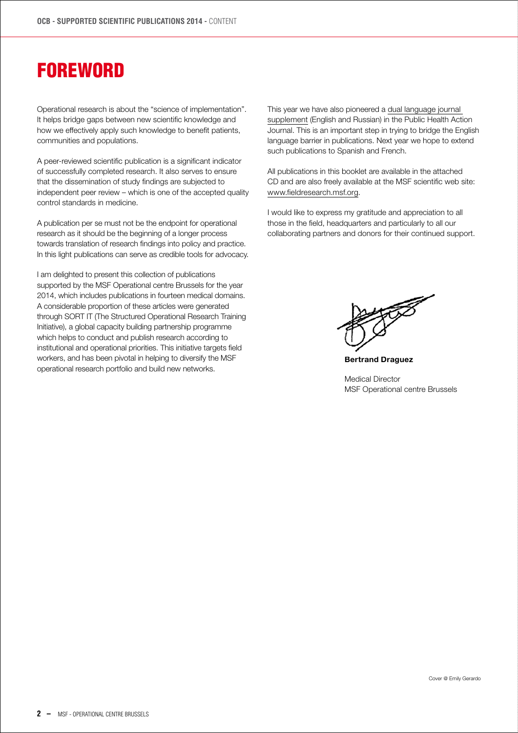# FOREWORD

Operational research is about the "science of implementation". It helps bridge gaps between new scientific knowledge and how we effectively apply such knowledge to benefit patients, communities and populations.

A peer-reviewed scientific publication is a significant indicator of successfully completed research. It also serves to ensure that the dissemination of study findings are subjected to independent peer review – which is one of the accepted quality control standards in medicine.

A publication per se must not be the endpoint for operational research as it should be the beginning of a longer process towards translation of research findings into policy and practice. In this light publications can serve as credible tools for advocacy.

I am delighted to present this collection of publications supported by the MSF Operational centre Brussels for the year 2014, which includes publications in fourteen medical domains. A considerable proportion of these articles were generated through SORT IT (The Structured Operational Research Training Initiative), a global capacity building partnership programme which helps to conduct and publish research according to institutional and operational priorities. This initiative targets field workers, and has been pivotal in helping to diversify the MSF operational research portfolio and build new networks.

This year we have also pioneered a dual language journal supplement (English and Russian) in the Public Health Action Journal. This is an important step in trying to bridge the English language barrier in publications. Next year we hope to extend such publications to Spanish and French.

All publications in this booklet are available in the attached CD and are also freely available at the MSF scientific web site: www.fieldresearch.msf.org.

I would like to express my gratitude and appreciation to all those in the field, headquarters and particularly to all our collaborating partners and donors for their continued support.

**Bertrand Draguez**

Medical Director
MSF Operational centre Brussels

Cover @ Emily Gerardo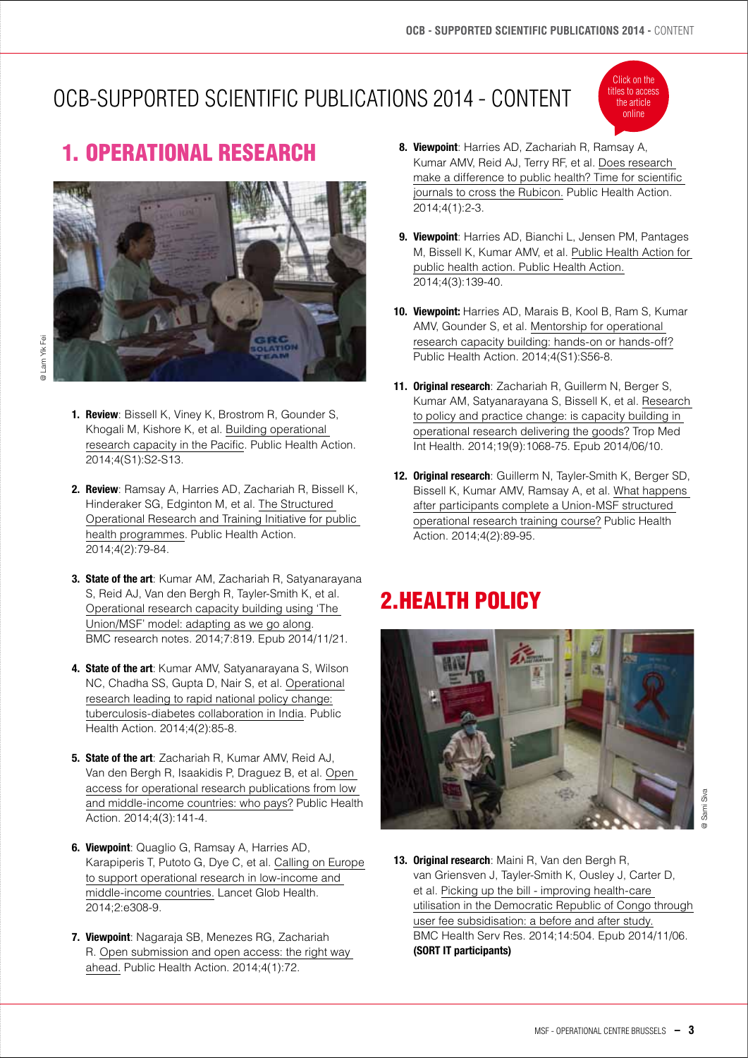# OCB-SUPPORTED SCIENTIFIC PUBLICATIONS 2014 - CONTENT

Click on the titles to access the article online

## 1. OPERATIONAL RESEARCH

@ Lam Yik Fei

1. **Review**: Bissell K, Viney K, Brostrom R, Gounder S, Khogali M, Kishore K, et al. Building operational research capacity in the Pacific. Public Health Action. 2014;4(S1):S2-S13.

2. **Review**: Ramsay A, Harries AD, Zachariah R, Bissell K, Hinderaker SG, Edginton M, et al. The Structured Operational Research and Training Initiative for public health programmes. Public Health Action. 2014;4(2):79-84.

3. **State of the art**: Kumar AM, Zachariah R, Satyanarayana S, Reid AJ, Van den Bergh R, Tayler-Smith K, et al. Operational research capacity building using 'The Union/MSF' model: adapting as we go along. BMC research notes. 2014;7:819. Epub 2014/11/21.

4. **State of the art**: Kumar AMV, Satyanarayana S, Wilson NC, Chadha SS, Gupta D, Nair S, et al. Operational research leading to rapid national policy change: tuberculosis-diabetes collaboration in India. Public Health Action. 2014;4(2):85-8.

5. **State of the art**: Zachariah R, Kumar AMV, Reid AJ, Van den Bergh R, Isaakidis P, Draguez B, et al. Open access for operational research publications from low and middle-income countries: who pays? Public Health Action. 2014;4(3):141-4.

6. **Viewpoint**: Quaglio G, Ramsay A, Harries AD, Karapiperis T, Putoto G, Dye C, et al. Calling on Europe to support operational research in low-income and middle-income countries. Lancet Glob Health. 2014;2:e308-9.

7. **Viewpoint**: Nagaraja SB, Menezes RG, Zachariah R. Open submission and open access: the right way ahead. Public Health Action. 2014;4(1):72.

8. **Viewpoint**: Harries AD, Zachariah R, Ramsay A, Kumar AMV, Reid AJ, Terry RF, et al. Does research make a difference to public health? Time for scientific journals to cross the Rubicon. Public Health Action. 2014;4(1):2-3.

9. **Viewpoint**: Harries AD, Bianchi L, Jensen PM, Pantages M, Bissell K, Kumar AMV, et al. Public Health Action for public health action. Public Health Action. 2014;4(3):139-40.

10. **Viewpoint:** Harries AD, Marais B, Kool B, Ram S, Kumar AMV, Gounder S, et al. Mentorship for operational research capacity building: hands-on or hands-off? Public Health Action. 2014;4(S1):S56-8.

11. **Original research**: Zachariah R, Guillerm N, Berger S, Kumar AM, Satyanarayana S, Bissell K, et al. Research to policy and practice change: is capacity building in operational research delivering the goods? Trop Med Int Health. 2014;19(9):1068-75. Epub 2014/06/10.

12. **Original research**: Guillerm N, Tayler-Smith K, Berger SD, Bissell K, Kumar AMV, Ramsay A, et al. What happens after participants complete a Union-MSF structured operational research training course? Public Health Action. 2014;4(2):89-95.

## 2.HEALTH POLICY

@ Sami Siva

13. **Original research**: Maini R, Van den Bergh R, van Griensven J, Tayler-Smith K, Ousley J, Carter D, et al. Picking up the bill - improving health-care utilisation in the Democratic Republic of Congo through user fee subsidisation: a before and after study. BMC Health Serv Res. 2014;14:504. Epub 2014/11/06. **(SORT IT participants)**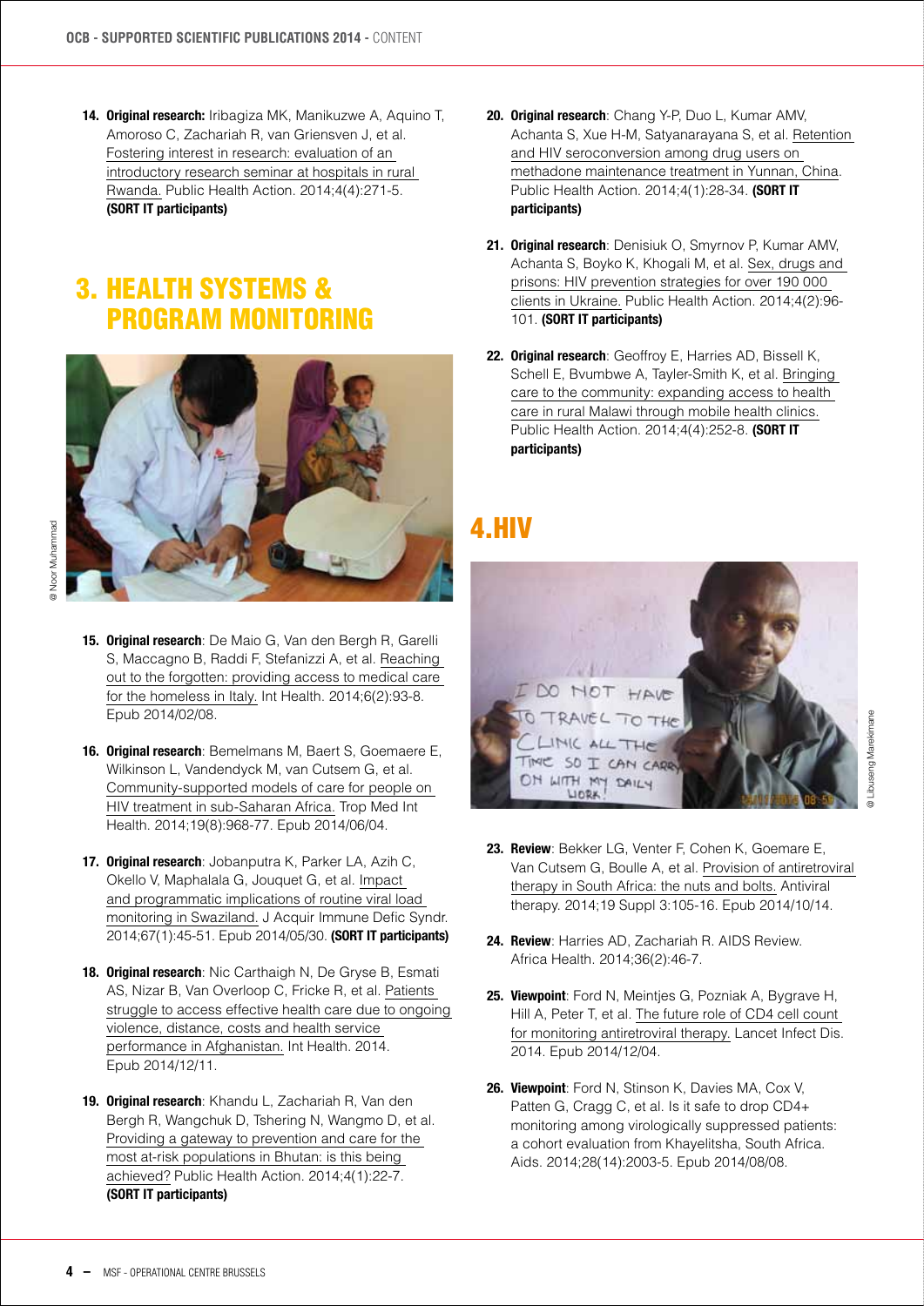14. **Original research:** Iribagiza MK, Manikuzwe A, Aquino T, Amoroso C, Zachariah R, van Griensven J, et al. Fostering interest in research: evaluation of an introductory research seminar at hospitals in rural Rwanda. Public Health Action. 2014;4(4):271-5. **(SORT IT participants)**

## 3. HEALTH SYSTEMS & PROGRAM MONITORING

@ Noor Muhammad

15. **Original research**: De Maio G, Van den Bergh R, Garelli S, Maccagno B, Raddi F, Stefanizzi A, et al. Reaching out to the forgotten: providing access to medical care for the homeless in Italy. Int Health. 2014;6(2):93-8. Epub 2014/02/08.

16. **Original research**: Bemelmans M, Baert S, Goemaere E, Wilkinson L, Vandendyck M, van Cutsem G, et al. Community-supported models of care for people on HIV treatment in sub-Saharan Africa. Trop Med Int Health. 2014;19(8):968-77. Epub 2014/06/04.

17. **Original research**: Jobanputra K, Parker LA, Azih C, Okello V, Maphalala G, Jouquet G, et al. Impact and programmatic implications of routine viral load monitoring in Swaziland. J Acquir Immune Defic Syndr. 2014;67(1):45-51. Epub 2014/05/30. **(SORT IT participants)**

18. **Original research**: Nic Carthaigh N, De Gryse B, Esmati AS, Nizar B, Van Overloop C, Fricke R, et al. Patients struggle to access effective health care due to ongoing violence, distance, costs and health service performance in Afghanistan. Int Health. 2014. Epub 2014/12/11.

19. **Original research**: Khandu L, Zachariah R, Van den Bergh R, Wangchuk D, Tshering N, Wangmo D, et al. Providing a gateway to prevention and care for the most at-risk populations in Bhutan: is this being achieved? Public Health Action. 2014;4(1):22-7. **(SORT IT participants)**

20. **Original research**: Chang Y-P, Duo L, Kumar AMV, Achanta S, Xue H-M, Satyanarayana S, et al. Retention and HIV seroconversion among drug users on methadone maintenance treatment in Yunnan, China. Public Health Action. 2014;4(1):28-34. **(SORT IT participants)**

21. **Original research**: Denisiuk O, Smyrnov P, Kumar AMV, Achanta S, Boyko K, Khogali M, et al. Sex, drugs and prisons: HIV prevention strategies for over 190 000 clients in Ukraine. Public Health Action. 2014;4(2):96-101. **(SORT IT participants)**

22. **Original research**: Geoffroy E, Harries AD, Bissell K, Schell E, Bvumbwe A, Tayler-Smith K, et al. Bringing care to the community: expanding access to health care in rural Malawi through mobile health clinics. Public Health Action. 2014;4(4):252-8. **(SORT IT participants)**

## 4.HIV

@ Libuseng Marekimane

23. **Review**: Bekker LG, Venter F, Cohen K, Goemare E, Van Cutsem G, Boulle A, et al. Provision of antiretroviral therapy in South Africa: the nuts and bolts. Antiviral therapy. 2014;19 Suppl 3:105-16. Epub 2014/10/14.

24. **Review**: Harries AD, Zachariah R. AIDS Review. Africa Health. 2014;36(2):46-7.

25. **Viewpoint**: Ford N, Meintjes G, Pozniak A, Bygrave H, Hill A, Peter T, et al. The future role of CD4 cell count for monitoring antiretroviral therapy. Lancet Infect Dis. 2014. Epub 2014/12/04.

26. **Viewpoint**: Ford N, Stinson K, Davies MA, Cox V, Patten G, Cragg C, et al. Is it safe to drop CD4+ monitoring among virologically suppressed patients: a cohort evaluation from Khayelitsha, South Africa. Aids. 2014;28(14):2003-5. Epub 2014/08/08.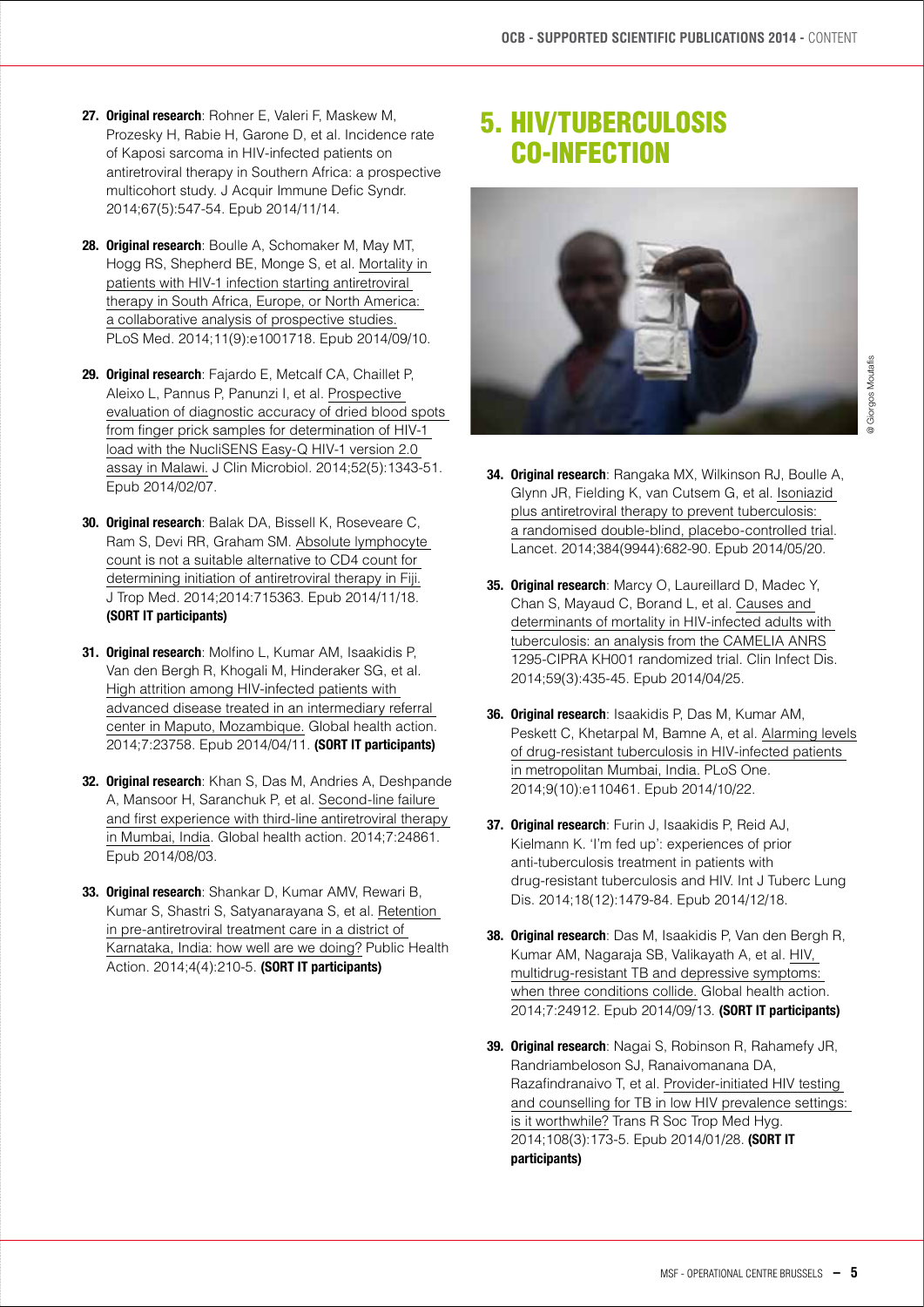27. **Original research**: Rohner E, Valeri F, Maskew M, Prozesky H, Rabie H, Garone D, et al. Incidence rate of Kaposi sarcoma in HIV-infected patients on antiretroviral therapy in Southern Africa: a prospective multicohort study. J Acquir Immune Defic Syndr. 2014;67(5):547-54. Epub 2014/11/14.

28. **Original research**: Boulle A, Schomaker M, May MT, Hogg RS, Shepherd BE, Monge S, et al. Mortality in patients with HIV-1 infection starting antiretroviral therapy in South Africa, Europe, or North America: a collaborative analysis of prospective studies. PLoS Med. 2014;11(9):e1001718. Epub 2014/09/10.

29. **Original research**: Fajardo E, Metcalf CA, Chaillet P, Aleixo L, Pannus P, Panunzi I, et al. Prospective evaluation of diagnostic accuracy of dried blood spots from finger prick samples for determination of HIV-1 load with the NucliSENS Easy-Q HIV-1 version 2.0 assay in Malawi. J Clin Microbiol. 2014;52(5):1343-51. Epub 2014/02/07.

30. **Original research**: Balak DA, Bissell K, Roseveare C, Ram S, Devi RR, Graham SM. Absolute lymphocyte count is not a suitable alternative to CD4 count for determining initiation of antiretroviral therapy in Fiji. J Trop Med. 2014;2014:715363. Epub 2014/11/18. **(SORT IT participants)**

31. **Original research**: Molfino L, Kumar AM, Isaakidis P, Van den Bergh R, Khogali M, Hinderaker SG, et al. High attrition among HIV-infected patients with advanced disease treated in an intermediary referral center in Maputo, Mozambique. Global health action. 2014;7:23758. Epub 2014/04/11. **(SORT IT participants)**

32. **Original research**: Khan S, Das M, Andries A, Deshpande A, Mansoor H, Saranchuk P, et al. Second-line failure and first experience with third-line antiretroviral therapy in Mumbai, India. Global health action. 2014;7:24861. Epub 2014/08/03.

33. **Original research**: Shankar D, Kumar AMV, Rewari B, Kumar S, Shastri S, Satyanarayana S, et al. Retention in pre-antiretroviral treatment care in a district of Karnataka, India: how well are we doing? Public Health Action. 2014;4(4):210-5. **(SORT IT participants)**

# 5. HIV/TUBERCULOSIS CO-INFECTION

@ Giorgos Moutafis

34. **Original research**: Rangaka MX, Wilkinson RJ, Boulle A, Glynn JR, Fielding K, van Cutsem G, et al. Isoniazid plus antiretroviral therapy to prevent tuberculosis: a randomised double-blind, placebo-controlled trial. Lancet. 2014;384(9944):682-90. Epub 2014/05/20.

35. **Original research**: Marcy O, Laureillard D, Madec Y, Chan S, Mayaud C, Borand L, et al. Causes and determinants of mortality in HIV-infected adults with tuberculosis: an analysis from the CAMELIA ANRS 1295-CIPRA KH001 randomized trial. Clin Infect Dis. 2014;59(3):435-45. Epub 2014/04/25.

36. **Original research**: Isaakidis P, Das M, Kumar AM, Peskett C, Khetarpal M, Bamne A, et al. Alarming levels of drug-resistant tuberculosis in HIV-infected patients in metropolitan Mumbai, India. PLoS One. 2014;9(10):e110461. Epub 2014/10/22.

37. **Original research**: Furin J, Isaakidis P, Reid AJ, Kielmann K. 'I'm fed up': experiences of prior anti-tuberculosis treatment in patients with drug-resistant tuberculosis and HIV. Int J Tuberc Lung Dis. 2014;18(12):1479-84. Epub 2014/12/18.

38. **Original research**: Das M, Isaakidis P, Van den Bergh R, Kumar AM, Nagaraja SB, Valikayath A, et al. HIV, multidrug-resistant TB and depressive symptoms: when three conditions collide. Global health action. 2014;7:24912. Epub 2014/09/13. **(SORT IT participants)**

39. **Original research**: Nagai S, Robinson R, Rahamefy JR, Randriambeloson SJ, Ranaivomanana DA, Razafindranaivo T, et al. Provider-initiated HIV testing and counselling for TB in low HIV prevalence settings: is it worthwhile? Trans R Soc Trop Med Hyg. 2014;108(3):173-5. Epub 2014/01/28. **(SORT IT participants)**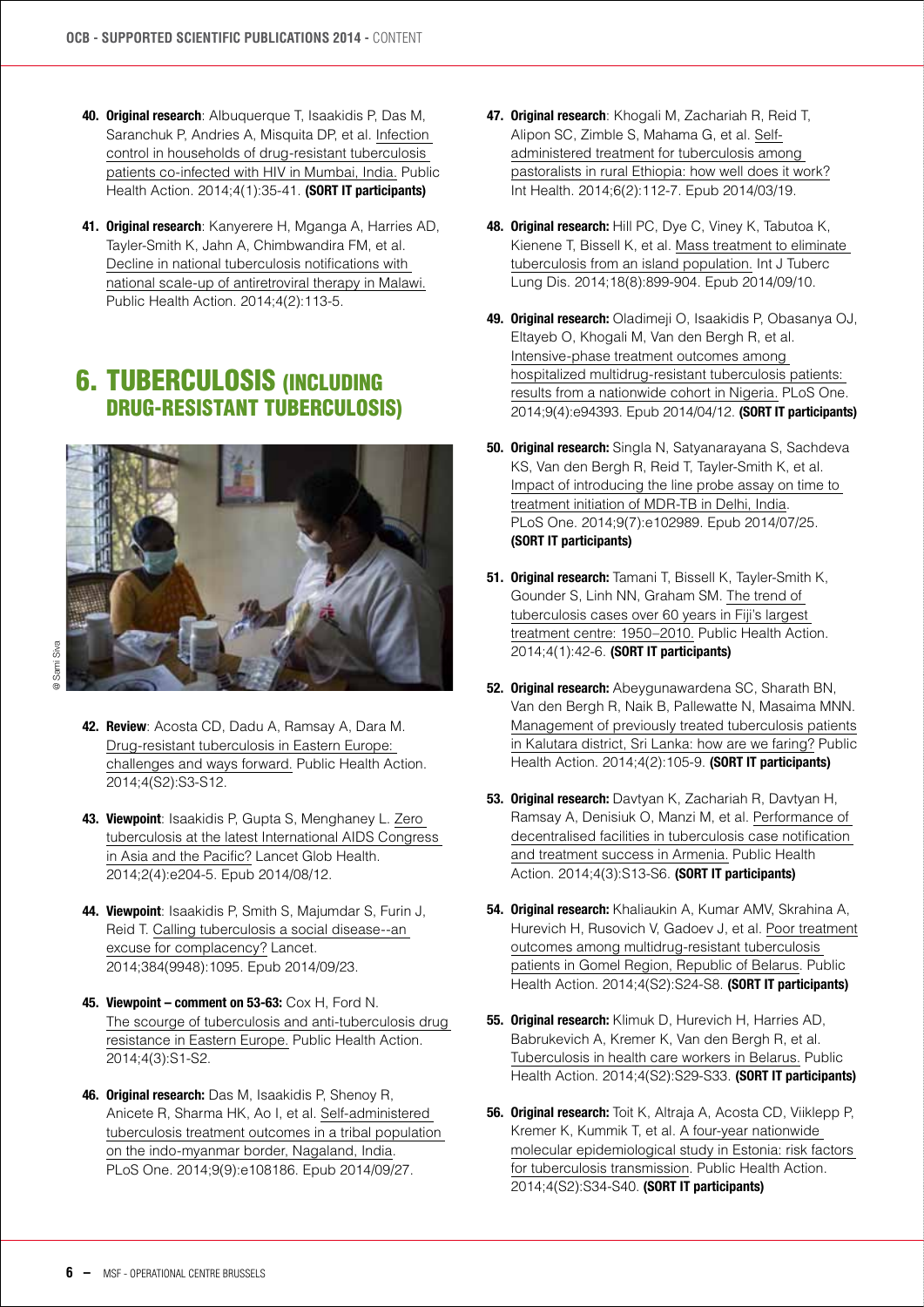40. **Original research**: Albuquerque T, Isaakidis P, Das M, Saranchuk P, Andries A, Misquita DP, et al. Infection control in households of drug-resistant tuberculosis patients co-infected with HIV in Mumbai, India. Public Health Action. 2014;4(1):35-41. **(SORT IT participants)**

41. **Original research**: Kanyerere H, Mganga A, Harries AD, Tayler-Smith K, Jahn A, Chimbwandira FM, et al. Decline in national tuberculosis notifications with national scale-up of antiretroviral therapy in Malawi. Public Health Action. 2014;4(2):113-5.

## 6. TUBERCULOSIS (INCLUDING DRUG-RESISTANT TUBERCULOSIS)

@ Sami Siva

42. **Review**: Acosta CD, Dadu A, Ramsay A, Dara M. Drug-resistant tuberculosis in Eastern Europe: challenges and ways forward. Public Health Action. 2014;4(S2):S3-S12.

43. **Viewpoint**: Isaakidis P, Gupta S, Menghaney L. Zero tuberculosis at the latest International AIDS Congress in Asia and the Pacific? Lancet Glob Health. 2014;2(4):e204-5. Epub 2014/08/12.

44. **Viewpoint**: Isaakidis P, Smith S, Majumdar S, Furin J, Reid T. Calling tuberculosis a social disease--an excuse for complacency? Lancet. 2014;384(9948):1095. Epub 2014/09/23.

45. **Viewpoint – comment on 53-63:** Cox H, Ford N. The scourge of tuberculosis and anti-tuberculosis drug resistance in Eastern Europe. Public Health Action. 2014;4(3):S1-S2.

46. **Original research:** Das M, Isaakidis P, Shenoy R, Anicete R, Sharma HK, Ao I, et al. Self-administered tuberculosis treatment outcomes in a tribal population on the indo-myanmar border, Nagaland, India. PLoS One. 2014;9(9):e108186. Epub 2014/09/27.

47. **Original research**: Khogali M, Zachariah R, Reid T, Alipon SC, Zimble S, Mahama G, et al. Self-administered treatment for tuberculosis among pastoralists in rural Ethiopia: how well does it work? Int Health. 2014;6(2):112-7. Epub 2014/03/19.

48. **Original research:** Hill PC, Dye C, Viney K, Tabutoa K, Kienene T, Bissell K, et al. Mass treatment to eliminate tuberculosis from an island population. Int J Tuberc Lung Dis. 2014;18(8):899-904. Epub 2014/09/10.

49. **Original research:** Oladimeji O, Isaakidis P, Obasanya OJ, Eltayeb O, Khogali M, Van den Bergh R, et al. Intensive-phase treatment outcomes among hospitalized multidrug-resistant tuberculosis patients: results from a nationwide cohort in Nigeria. PLoS One. 2014;9(4):e94393. Epub 2014/04/12. **(SORT IT participants)**

50. **Original research:** Singla N, Satyanarayana S, Sachdeva KS, Van den Bergh R, Reid T, Tayler-Smith K, et al. Impact of introducing the line probe assay on time to treatment initiation of MDR-TB in Delhi, India. PLoS One. 2014;9(7):e102989. Epub 2014/07/25. **(SORT IT participants)**

51. **Original research:** Tamani T, Bissell K, Tayler-Smith K, Gounder S, Linh NN, Graham SM. The trend of tuberculosis cases over 60 years in Fiji's largest treatment centre: 1950–2010. Public Health Action. 2014;4(1):42-6. **(SORT IT participants)**

52. **Original research:** Abeygunawardena SC, Sharath BN, Van den Bergh R, Naik B, Pallewatte N, Masaima MNN. Management of previously treated tuberculosis patients in Kalutara district, Sri Lanka: how are we faring? Public Health Action. 2014;4(2):105-9. **(SORT IT participants)**

53. **Original research:** Davtyan K, Zachariah R, Davtyan H, Ramsay A, Denisiuk O, Manzi M, et al. Performance of decentralised facilities in tuberculosis case notification and treatment success in Armenia. Public Health Action. 2014;4(3):S13-S6. **(SORT IT participants)**

54. **Original research:** Khaliaukin A, Kumar AMV, Skrahina A, Hurevich H, Rusovich V, Gadoev J, et al. Poor treatment outcomes among multidrug-resistant tuberculosis patients in Gomel Region, Republic of Belarus. Public Health Action. 2014;4(S2):S24-S8. **(SORT IT participants)**

55. **Original research:** Klimuk D, Hurevich H, Harries AD, Babrukevich A, Kremer K, Van den Bergh R, et al. Tuberculosis in health care workers in Belarus. Public Health Action. 2014;4(S2):S29-S33. **(SORT IT participants)**

56. **Original research:** Toit K, Altraja A, Acosta CD, Viiklepp P, Kremer K, Kummik T, et al. A four-year nationwide molecular epidemiological study in Estonia: risk factors for tuberculosis transmission. Public Health Action. 2014;4(S2):S34-S40. **(SORT IT participants)**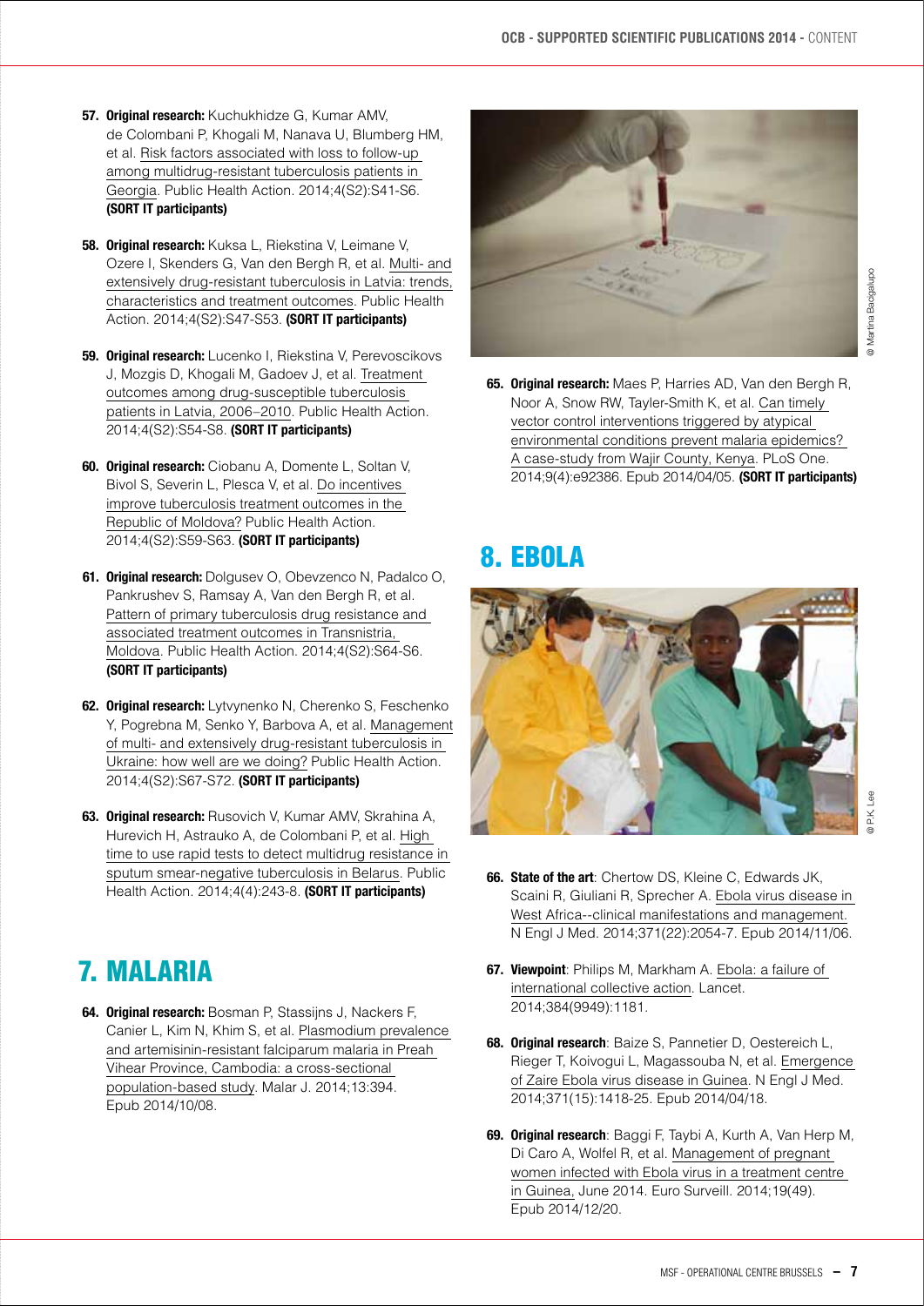57. **Original research:** Kuchukhidze G, Kumar AMV, de Colombani P, Khogali M, Nanava U, Blumberg HM, et al. Risk factors associated with loss to follow-up among multidrug-resistant tuberculosis patients in Georgia. Public Health Action. 2014;4(S2):S41-S6. **(SORT IT participants)**

58. **Original research:** Kuksa L, Riekstina V, Leimane V, Ozere I, Skenders G, Van den Bergh R, et al. Multi- and extensively drug-resistant tuberculosis in Latvia: trends, characteristics and treatment outcomes. Public Health Action. 2014;4(S2):S47-S53. **(SORT IT participants)**

59. **Original research:** Lucenko I, Riekstina V, Perevoscikovs J, Mozgis D, Khogali M, Gadoev J, et al. Treatment outcomes among drug-susceptible tuberculosis patients in Latvia, 2006–2010. Public Health Action. 2014;4(S2):S54-S8. **(SORT IT participants)**

60. **Original research:** Ciobanu A, Domente L, Soltan V, Bivol S, Severin L, Plesca V, et al. Do incentives improve tuberculosis treatment outcomes in the Republic of Moldova? Public Health Action. 2014;4(S2):S59-S63. **(SORT IT participants)**

61. **Original research:** Dolgusev O, Obevzenco N, Padalco O, Pankrushev S, Ramsay A, Van den Bergh R, et al. Pattern of primary tuberculosis drug resistance and associated treatment outcomes in Transnistria, Moldova. Public Health Action. 2014;4(S2):S64-S6. **(SORT IT participants)**

62. **Original research:** Lytvynenko N, Cherenko S, Feschenko Y, Pogrebna M, Senko Y, Barbova A, et al. Management of multi- and extensively drug-resistant tuberculosis in Ukraine: how well are we doing? Public Health Action. 2014;4(S2):S67-S72. **(SORT IT participants)**

63. **Original research:** Rusovich V, Kumar AMV, Skrahina A, Hurevich H, Astrauko A, de Colombani P, et al. High time to use rapid tests to detect multidrug resistance in sputum smear-negative tuberculosis in Belarus. Public Health Action. 2014;4(4):243-8. **(SORT IT participants)**

## 7. MALARIA

64. **Original research:** Bosman P, Stassijns J, Nackers F, Canier L, Kim N, Khim S, et al. Plasmodium prevalence and artemisinin-resistant falciparum malaria in Preah Vihear Province, Cambodia: a cross-sectional population-based study. Malar J. 2014;13:394. Epub 2014/10/08.

@ Martina Bacigalupo

65. **Original research:** Maes P, Harries AD, Van den Bergh R, Noor A, Snow RW, Tayler-Smith K, et al. Can timely vector control interventions triggered by atypical environmental conditions prevent malaria epidemics? A case-study from Wajir County, Kenya. PLoS One. 2014;9(4):e92386. Epub 2014/04/05. **(SORT IT participants)**

## 8. EBOLA

@ P.K. Lee

66. **State of the art**: Chertow DS, Kleine C, Edwards JK, Scaini R, Giuliani R, Sprecher A. Ebola virus disease in West Africa--clinical manifestations and management. N Engl J Med. 2014;371(22):2054-7. Epub 2014/11/06.

67. **Viewpoint**: Philips M, Markham A. Ebola: a failure of international collective action. Lancet. 2014;384(9949):1181.

68. **Original research**: Baize S, Pannetier D, Oestereich L, Rieger T, Koivogui L, Magassouba N, et al. Emergence of Zaire Ebola virus disease in Guinea. N Engl J Med. 2014;371(15):1418-25. Epub 2014/04/18.

69. **Original research**: Baggi F, Taybi A, Kurth A, Van Herp M, Di Caro A, Wolfel R, et al. Management of pregnant women infected with Ebola virus in a treatment centre in Guinea, June 2014. Euro Surveill. 2014;19(49). Epub 2014/12/20.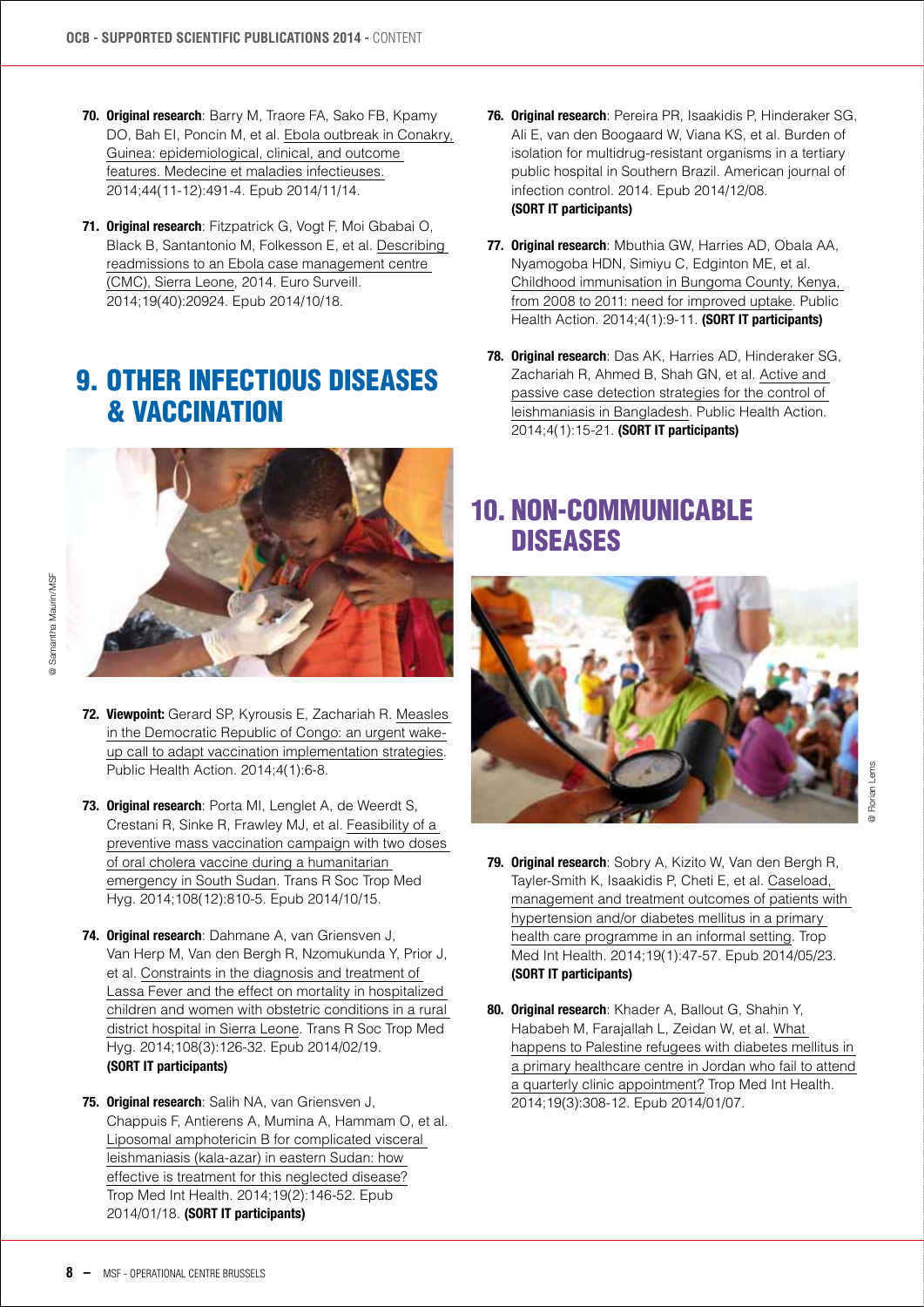70. **Original research**: Barry M, Traore FA, Sako FB, Kpamy DO, Bah EI, Poncin M, et al. Ebola outbreak in Conakry, Guinea: epidemiological, clinical, and outcome features. Medecine et maladies infectieuses. 2014;44(11-12):491-4. Epub 2014/11/14.

71. **Original research**: Fitzpatrick G, Vogt F, Moi Gbabai O, Black B, Santantonio M, Folkesson E, et al. Describing readmissions to an Ebola case management centre (CMC), Sierra Leone, 2014. Euro Surveill. 2014;19(40):20924. Epub 2014/10/18.

# 9. OTHER INFECTIOUS DISEASES & VACCINATION

@ Samantha Maurin/MSF

72. **Viewpoint:** Gerard SP, Kyrousis E, Zachariah R. Measles in the Democratic Republic of Congo: an urgent wake-up call to adapt vaccination implementation strategies. Public Health Action. 2014;4(1):6-8.

73. **Original research**: Porta MI, Lenglet A, de Weerdt S, Crestani R, Sinke R, Frawley MJ, et al. Feasibility of a preventive mass vaccination campaign with two doses of oral cholera vaccine during a humanitarian emergency in South Sudan. Trans R Soc Trop Med Hyg. 2014;108(12):810-5. Epub 2014/10/15.

74. **Original research**: Dahmane A, van Griensven J, Van Herp M, Van den Bergh R, Nzomukunda Y, Prior J, et al. Constraints in the diagnosis and treatment of Lassa Fever and the effect on mortality in hospitalized children and women with obstetric conditions in a rural district hospital in Sierra Leone. Trans R Soc Trop Med Hyg. 2014;108(3):126-32. Epub 2014/02/19. **(SORT IT participants)**

75. **Original research**: Salih NA, van Griensven J, Chappuis F, Antierens A, Mumina A, Hammam O, et al. Liposomal amphotericin B for complicated visceral leishmaniasis (kala-azar) in eastern Sudan: how effective is treatment for this neglected disease? Trop Med Int Health. 2014;19(2):146-52. Epub 2014/01/18. **(SORT IT participants)**

76. **Original research**: Pereira PR, Isaakidis P, Hinderaker SG, Ali E, van den Boogaard W, Viana KS, et al. Burden of isolation for multidrug-resistant organisms in a tertiary public hospital in Southern Brazil. American journal of infection control. 2014. Epub 2014/12/08. **(SORT IT participants)**

77. **Original research**: Mbuthia GW, Harries AD, Obala AA, Nyamogoba HDN, Simiyu C, Edginton ME, et al. Childhood immunisation in Bungoma County, Kenya, from 2008 to 2011: need for improved uptake. Public Health Action. 2014;4(1):9-11. **(SORT IT participants)**

78. **Original research**: Das AK, Harries AD, Hinderaker SG, Zachariah R, Ahmed B, Shah GN, et al. Active and passive case detection strategies for the control of leishmaniasis in Bangladesh. Public Health Action. 2014;4(1):15-21. **(SORT IT participants)**

# 10. NON-COMMUNICABLE DISEASES

@ Florian Lems

79. **Original research**: Sobry A, Kizito W, Van den Bergh R, Tayler-Smith K, Isaakidis P, Cheti E, et al. Caseload, management and treatment outcomes of patients with hypertension and/or diabetes mellitus in a primary health care programme in an informal setting. Trop Med Int Health. 2014;19(1):47-57. Epub 2014/05/23. **(SORT IT participants)**

80. **Original research**: Khader A, Ballout G, Shahin Y, Hababeh M, Farajallah L, Zeidan W, et al. What happens to Palestine refugees with diabetes mellitus in a primary healthcare centre in Jordan who fail to attend a quarterly clinic appointment? Trop Med Int Health. 2014;19(3):308-12. Epub 2014/01/07.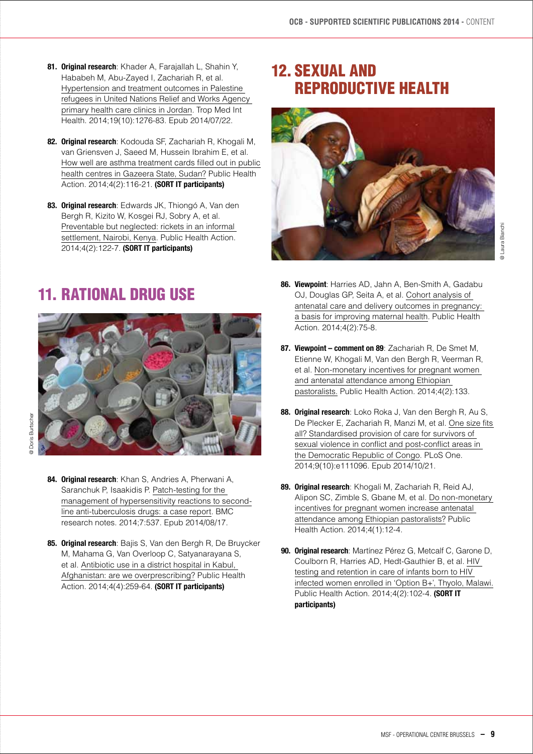81. **Original research**: Khader A, Farajallah L, Shahin Y, Hababeh M, Abu-Zayed I, Zachariah R, et al. Hypertension and treatment outcomes in Palestine refugees in United Nations Relief and Works Agency primary health care clinics in Jordan. Trop Med Int Health. 2014;19(10):1276-83. Epub 2014/07/22.

82. **Original research**: Kodouda SF, Zachariah R, Khogali M, van Griensven J, Saeed M, Hussein Ibrahim E, et al. How well are asthma treatment cards filled out in public health centres in Gazeera State, Sudan? Public Health Action. 2014;4(2):116-21. **(SORT IT participants)**

83. **Original research**: Edwards JK, Thiongó A, Van den Bergh R, Kizito W, Kosgei RJ, Sobry A, et al. Preventable but neglected: rickets in an informal settlement, Nairobi, Kenya. Public Health Action. 2014;4(2):122-7. **(SORT IT participants)**

## 11. RATIONAL DRUG USE

@ Doris Burtscher

84. **Original research**: Khan S, Andries A, Pherwani A, Saranchuk P, Isaakidis P. Patch-testing for the management of hypersensitivity reactions to second-line anti-tuberculosis drugs: a case report. BMC research notes. 2014;7:537. Epub 2014/08/17.

85. **Original research**: Bajis S, Van den Bergh R, De Bruycker M, Mahama G, Van Overloop C, Satyanarayana S, et al. Antibiotic use in a district hospital in Kabul, Afghanistan: are we overprescribing? Public Health Action. 2014;4(4):259-64. **(SORT IT participants)**

## 12. SEXUAL AND REPRODUCTIVE HEALTH

@ Laura Bianchi

86. **Viewpoint**: Harries AD, Jahn A, Ben-Smith A, Gadabu OJ, Douglas GP, Seita A, et al. Cohort analysis of antenatal care and delivery outcomes in pregnancy: a basis for improving maternal health. Public Health Action. 2014;4(2):75-8.

87. **Viewpoint – comment on 89**: Zachariah R, De Smet M, Etienne W, Khogali M, Van den Bergh R, Veerman R, et al. Non-monetary incentives for pregnant women and antenatal attendance among Ethiopian pastoralists. Public Health Action. 2014;4(2):133.

88. **Original research**: Loko Roka J, Van den Bergh R, Au S, De Plecker E, Zachariah R, Manzi M, et al. One size fits all? Standardised provision of care for survivors of sexual violence in conflict and post-conflict areas in the Democratic Republic of Congo. PLoS One. 2014;9(10):e111096. Epub 2014/10/21.

89. **Original research**: Khogali M, Zachariah R, Reid AJ, Alipon SC, Zimble S, Gbane M, et al. Do non-monetary incentives for pregnant women increase antenatal attendance among Ethiopian pastoralists? Public Health Action. 2014;4(1):12-4.

90. **Original research**: Martínez Pérez G, Metcalf C, Garone D, Coulborn R, Harries AD, Hedt-Gauthier B, et al. HIV testing and retention in care of infants born to HIV infected women enrolled in 'Option B+', Thyolo, Malawi. Public Health Action. 2014;4(2):102-4. **(SORT IT participants)**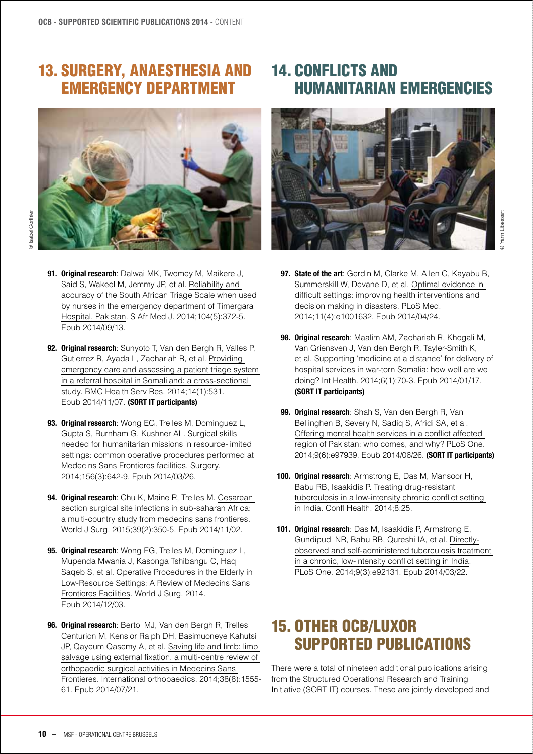## 13. SURGERY, ANAESTHESIA AND EMERGENCY DEPARTMENT

@ Isabel Corthier

91. **Original research**: Dalwai MK, Twomey M, Maikere J, Said S, Wakeel M, Jemmy JP, et al. Reliability and accuracy of the South African Triage Scale when used by nurses in the emergency department of Timergara Hospital, Pakistan. S Afr Med J. 2014;104(5):372-5. Epub 2014/09/13.

92. **Original research**: Sunyoto T, Van den Bergh R, Valles P, Gutierrez R, Ayada L, Zachariah R, et al. Providing emergency care and assessing a patient triage system in a referral hospital in Somaliland: a cross-sectional study. BMC Health Serv Res. 2014;14(1):531. Epub 2014/11/07. **(SORT IT participants)**

93. **Original research**: Wong EG, Trelles M, Dominguez L, Gupta S, Burnham G, Kushner AL. Surgical skills needed for humanitarian missions in resource-limited settings: common operative procedures performed at Medecins Sans Frontieres facilities. Surgery. 2014;156(3):642-9. Epub 2014/03/26.

94. **Original research**: Chu K, Maine R, Trelles M. Cesarean section surgical site infections in sub-saharan Africa: a multi-country study from medecins sans frontieres. World J Surg. 2015;39(2):350-5. Epub 2014/11/02.

95. **Original research**: Wong EG, Trelles M, Dominguez L, Mupenda Mwania J, Kasonga Tshibangu C, Haq Saqeb S, et al. Operative Procedures in the Elderly in Low-Resource Settings: A Review of Medecins Sans Frontieres Facilities. World J Surg. 2014. Epub 2014/12/03.

96. **Original research**: Bertol MJ, Van den Bergh R, Trelles Centurion M, Kenslor Ralph DH, Basimuoneye Kahutsi JP, Qayeum Qasemy A, et al. Saving life and limb: limb salvage using external fixation, a multi-centre review of orthopaedic surgical activities in Medecins Sans Frontieres. International orthopaedics. 2014;38(8):1555-61. Epub 2014/07/21.

## 14. CONFLICTS AND HUMANITARIAN EMERGENCIES

@ Yann Libessart

97. **State of the art**: Gerdin M, Clarke M, Allen C, Kayabu B, Summerskill W, Devane D, et al. Optimal evidence in difficult settings: improving health interventions and decision making in disasters. PLoS Med. 2014;11(4):e1001632. Epub 2014/04/24.

98. **Original research**: Maalim AM, Zachariah R, Khogali M, Van Griensven J, Van den Bergh R, Tayler-Smith K, et al. Supporting 'medicine at a distance' for delivery of hospital services in war-torn Somalia: how well are we doing? Int Health. 2014;6(1):70-3. Epub 2014/01/17. **(SORT IT participants)**

99. **Original research**: Shah S, Van den Bergh R, Van Bellinghen B, Severy N, Sadiq S, Afridi SA, et al. Offering mental health services in a conflict affected region of Pakistan: who comes, and why? PLoS One. 2014;9(6):e97939. Epub 2014/06/26. **(SORT IT participants)**

100. **Original research**: Armstrong E, Das M, Mansoor H, Babu RB, Isaakidis P. Treating drug-resistant tuberculosis in a low-intensity chronic conflict setting in India. Confl Health. 2014;8:25.

101. **Original research**: Das M, Isaakidis P, Armstrong E, Gundipudi NR, Babu RB, Qureshi IA, et al. Directly-observed and self-administered tuberculosis treatment in a chronic, low-intensity conflict setting in India. PLoS One. 2014;9(3):e92131. Epub 2014/03/22.

## 15. OTHER OCB/LUXOR SUPPORTED PUBLICATIONS

There were a total of nineteen additional publications arising from the Structured Operational Research and Training Initiative (SORT IT) courses. These are jointly developed and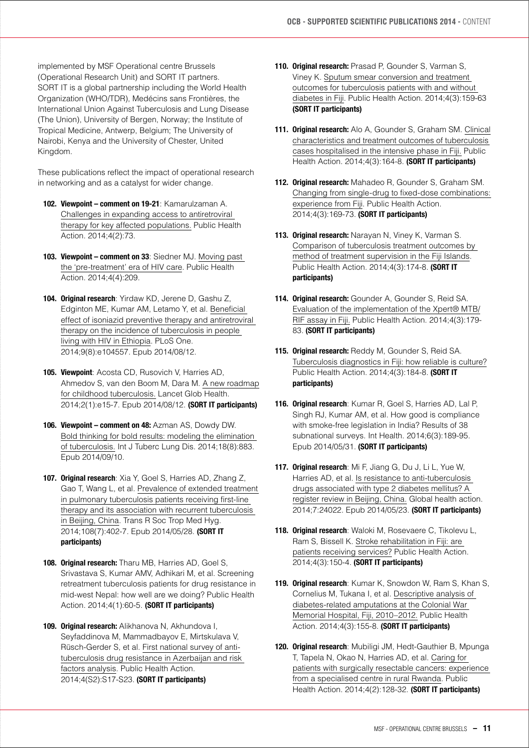implemented by MSF Operational centre Brussels (Operational Research Unit) and SORT IT partners. SORT IT is a global partnership including the World Health Organization (WHO/TDR), Medécins sans Frontières, the International Union Against Tuberculosis and Lung Disease (The Union), University of Bergen, Norway; the Institute of Tropical Medicine, Antwerp, Belgium; The University of Nairobi, Kenya and the University of Chester, United Kingdom.

These publications reflect the impact of operational research in networking and as a catalyst for wider change.

102. **Viewpoint – comment on 19-21**: Kamarulzaman A. Challenges in expanding access to antiretroviral therapy for key affected populations. Public Health Action. 2014;4(2):73.

103. **Viewpoint – comment on 33**: Siedner MJ. Moving past the 'pre-treatment' era of HIV care. Public Health Action. 2014;4(4):209.

104. **Original research**: Yirdaw KD, Jerene D, Gashu Z, Edginton ME, Kumar AM, Letamo Y, et al. Beneficial effect of isoniazid preventive therapy and antiretroviral therapy on the incidence of tuberculosis in people living with HIV in Ethiopia. PLoS One. 2014;9(8):e104557. Epub 2014/08/12.

105. **Viewpoint**: Acosta CD, Rusovich V, Harries AD, Ahmedov S, van den Boom M, Dara M. A new roadmap for childhood tuberculosis. Lancet Glob Health. 2014;2(1):e15-7. Epub 2014/08/12. **(SORT IT participants)**

106. **Viewpoint – comment on 48:** Azman AS, Dowdy DW. Bold thinking for bold results: modeling the elimination of tuberculosis. Int J Tuberc Lung Dis. 2014;18(8):883. Epub 2014/09/10.

107. **Original research**: Xia Y, Goel S, Harries AD, Zhang Z, Gao T, Wang L, et al. Prevalence of extended treatment in pulmonary tuberculosis patients receiving first-line therapy and its association with recurrent tuberculosis in Beijing, China. Trans R Soc Trop Med Hyg. 2014;108(7):402-7. Epub 2014/05/28. **(SORT IT participants)**

108. **Original research:** Tharu MB, Harries AD, Goel S, Srivastava S, Kumar AMV, Adhikari M, et al. Screening retreatment tuberculosis patients for drug resistance in mid-west Nepal: how well are we doing? Public Health Action. 2014;4(1):60-5. **(SORT IT participants)**

109. **Original research:** Alikhanova N, Akhundova I, Seyfaddinova M, Mammadbayov E, Mirtskulava V, Rüsch-Gerder S, et al. First national survey of anti-tuberculosis drug resistance in Azerbaijan and risk factors analysis. Public Health Action. 2014;4(S2):S17-S23. **(SORT IT participants)**

110. **Original research:** Prasad P, Gounder S, Varman S, Viney K. Sputum smear conversion and treatment outcomes for tuberculosis patients with and without diabetes in Fiji. Public Health Action. 2014;4(3):159-63 **(SORT IT participants)**

111. **Original research:** Alo A, Gounder S, Graham SM. Clinical characteristics and treatment outcomes of tuberculosis cases hospitalised in the intensive phase in Fiji. Public Health Action. 2014;4(3):164-8. **(SORT IT participants)**

112. **Original research:** Mahadeo R, Gounder S, Graham SM. Changing from single-drug to fixed-dose combinations: experience from Fiji. Public Health Action. 2014;4(3):169-73. **(SORT IT participants)**

113. **Original research:** Narayan N, Viney K, Varman S. Comparison of tuberculosis treatment outcomes by method of treatment supervision in the Fiji Islands. Public Health Action. 2014;4(3):174-8. **(SORT IT participants)**

114. **Original research:** Gounder A, Gounder S, Reid SA. Evaluation of the implementation of the Xpert® MTB/RIF assay in Fiji. Public Health Action. 2014;4(3):179-83. **(SORT IT participants)**

115. **Original research:** Reddy M, Gounder S, Reid SA. Tuberculosis diagnostics in Fiji: how reliable is culture? Public Health Action. 2014;4(3):184-8. **(SORT IT participants)**

116. **Original research**: Kumar R, Goel S, Harries AD, Lal P, Singh RJ, Kumar AM, et al. How good is compliance with smoke-free legislation in India? Results of 38 subnational surveys. Int Health. 2014;6(3):189-95. Epub 2014/05/31. **(SORT IT participants)**

117. **Original research**: Mi F, Jiang G, Du J, Li L, Yue W, Harries AD, et al. Is resistance to anti-tuberculosis drugs associated with type 2 diabetes mellitus? A register review in Beijing, China. Global health action. 2014;7:24022. Epub 2014/05/23. **(SORT IT participants)**

118. **Original research**: Waloki M, Rosevaere C, Tikolevu L, Ram S, Bissell K. Stroke rehabilitation in Fiji: are patients receiving services? Public Health Action. 2014;4(3):150-4. **(SORT IT participants)**

119. **Original research**: Kumar K, Snowdon W, Ram S, Khan S, Cornelius M, Tukana I, et al. Descriptive analysis of diabetes-related amputations at the Colonial War Memorial Hospital, Fiji, 2010–2012. Public Health Action. 2014;4(3):155-8. **(SORT IT participants)**

120. **Original research**: Mubiligi JM, Hedt-Gauthier B, Mpunga T, Tapela N, Okao N, Harries AD, et al. Caring for patients with surgically resectable cancers: experience from a specialised centre in rural Rwanda. Public Health Action. 2014;4(2):128-32. **(SORT IT participants)**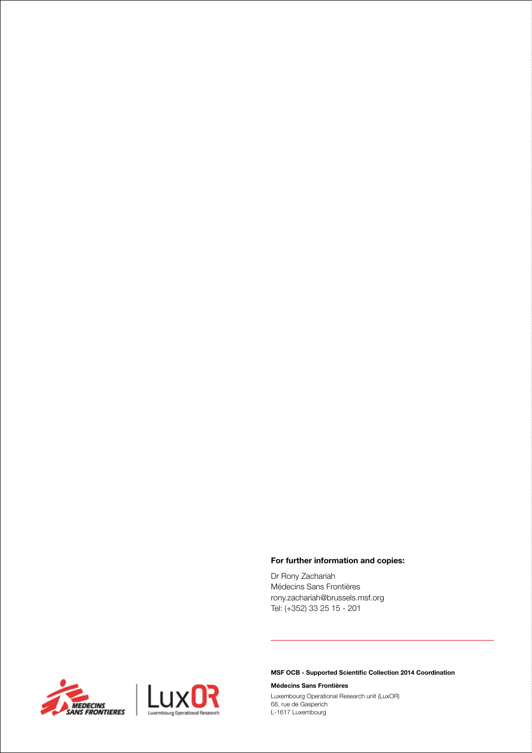**For further information and copies:**

Dr Rony Zachariah
Médecins Sans Frontières
rony.zachariah@brussels.msf.org
Tel: (+352) 33 25 15 - 201

---

**MSF OCB - Supported Scientific Collection 2014 Coordination**

**Médecins Sans Frontières**

Luxembourg Operational Research unit (LuxOR)
68, rue de Gasperich
L-1617 Luxembourg